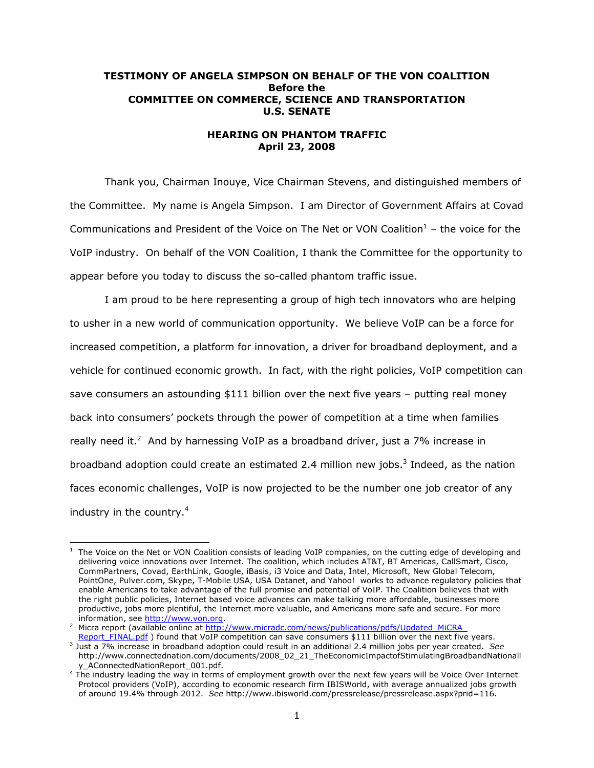**TESTIMONY OF ANGELA SIMPSON ON BEHALF OF THE VON COALITION**
**Before the**
**COMMITTEE ON COMMERCE, SCIENCE AND TRANSPORTATION**
**U.S. SENATE**

**HEARING ON PHANTOM TRAFFIC**
**April 23, 2008**

Thank you, Chairman Inouye, Vice Chairman Stevens, and distinguished members of the Committee. My name is Angela Simpson. I am Director of Government Affairs at Covad Communications and President of the Voice on The Net or VON Coalition[1] – the voice for the VoIP industry. On behalf of the VON Coalition, I thank the Committee for the opportunity to appear before you today to discuss the so-called phantom traffic issue.

I am proud to be here representing a group of high tech innovators who are helping to usher in a new world of communication opportunity. We believe VoIP can be a force for increased competition, a platform for innovation, a driver for broadband deployment, and a vehicle for continued economic growth. In fact, with the right policies, VoIP competition can save consumers an astounding $111 billion over the next five years – putting real money back into consumers' pockets through the power of competition at a time when families really need it.[2] And by harnessing VoIP as a broadband driver, just a 7% increase in broadband adoption could create an estimated 2.4 million new jobs.[3] Indeed, as the nation faces economic challenges, VoIP is now projected to be the number one job creator of any industry in the country.[4]

---

[1] The Voice on the Net or VON Coalition consists of leading VoIP companies, on the cutting edge of developing and delivering voice innovations over Internet. The coalition, which includes AT&T, BT Americas, CallSmart, Cisco, CommPartners, Covad, EarthLink, Google, iBasis, i3 Voice and Data, Intel, Microsoft, New Global Telecom, PointOne, Pulver.com, Skype, T-Mobile USA, USA Datanet, and Yahoo! works to advance regulatory policies that enable Americans to take advantage of the full promise and potential of VoIP. The Coalition believes that with the right public policies, Internet based voice advances can make talking more affordable, businesses more productive, jobs more plentiful, the Internet more valuable, and Americans more safe and secure. For more information, see http://www.von.org.

[2] Micra report (available online at http://www.micradc.com/news/publications/pdfs/Updated_MiCRA_Report_FINAL.pdf ) found that VoIP competition can save consumers $111 billion over the next five years.

[3] Just a 7% increase in broadband adoption could result in an additional 2.4 million jobs per year created. *See* http://www.connectednation.com/documents/2008_02_21_TheEconomicImpactofStimulatingBroadbandNationally_AConnectedNationReport_001.pdf.

[4] The industry leading the way in terms of employment growth over the next few years will be Voice Over Internet Protocol providers (VoIP), according to economic research firm IBISWorld, with average annualized jobs growth of around 19.4% through 2012. *See* http://www.ibisworld.com/pressrelease/pressrelease.aspx?prid=116.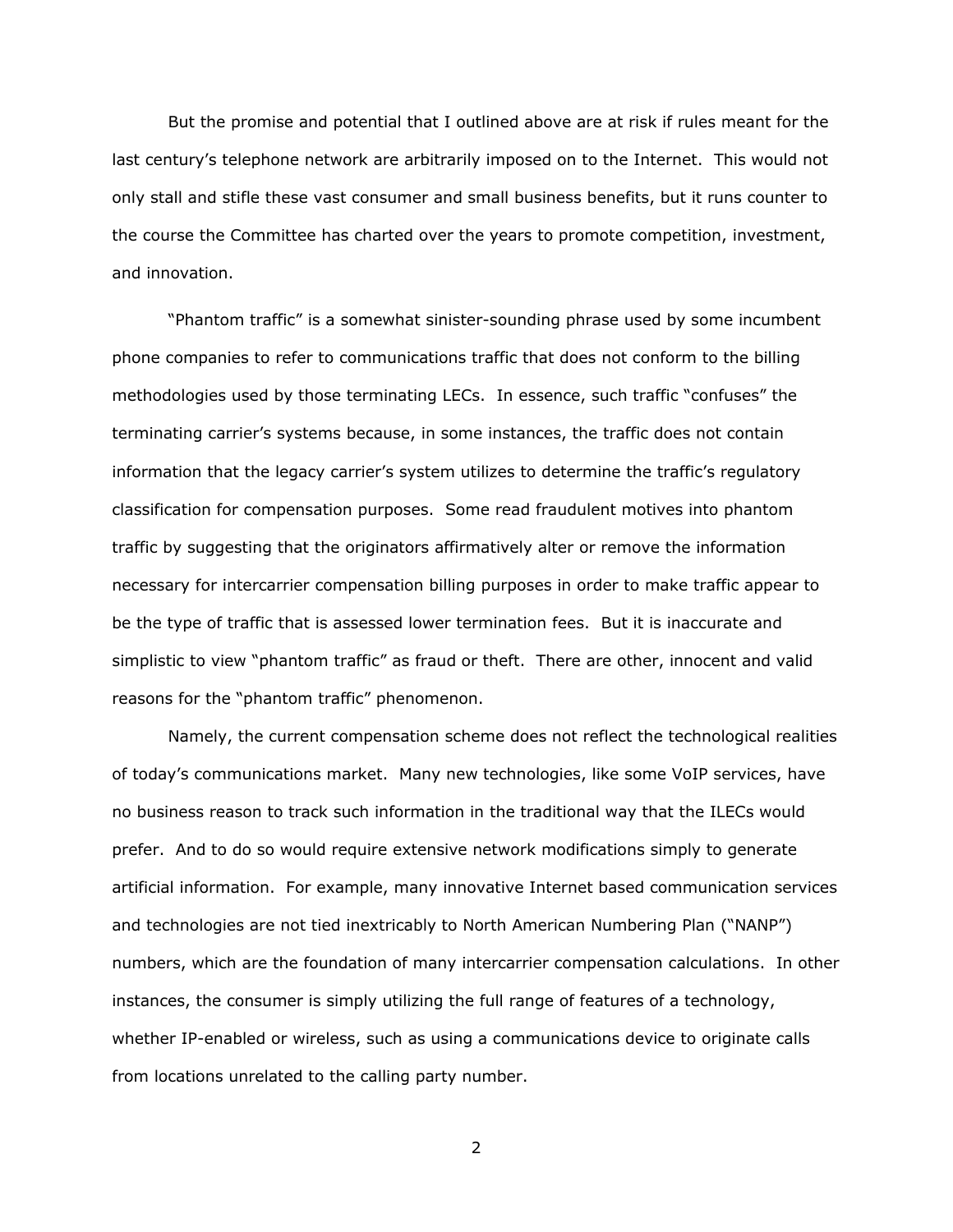But the promise and potential that I outlined above are at risk if rules meant for the last century's telephone network are arbitrarily imposed on to the Internet. This would not only stall and stifle these vast consumer and small business benefits, but it runs counter to the course the Committee has charted over the years to promote competition, investment, and innovation.

"Phantom traffic" is a somewhat sinister-sounding phrase used by some incumbent phone companies to refer to communications traffic that does not conform to the billing methodologies used by those terminating LECs. In essence, such traffic "confuses" the terminating carrier's systems because, in some instances, the traffic does not contain information that the legacy carrier's system utilizes to determine the traffic's regulatory classification for compensation purposes. Some read fraudulent motives into phantom traffic by suggesting that the originators affirmatively alter or remove the information necessary for intercarrier compensation billing purposes in order to make traffic appear to be the type of traffic that is assessed lower termination fees. But it is inaccurate and simplistic to view "phantom traffic" as fraud or theft. There are other, innocent and valid reasons for the "phantom traffic" phenomenon.

Namely, the current compensation scheme does not reflect the technological realities of today's communications market. Many new technologies, like some VoIP services, have no business reason to track such information in the traditional way that the ILECs would prefer. And to do so would require extensive network modifications simply to generate artificial information. For example, many innovative Internet based communication services and technologies are not tied inextricably to North American Numbering Plan ("NANP") numbers, which are the foundation of many intercarrier compensation calculations. In other instances, the consumer is simply utilizing the full range of features of a technology, whether IP-enabled or wireless, such as using a communications device to originate calls from locations unrelated to the calling party number.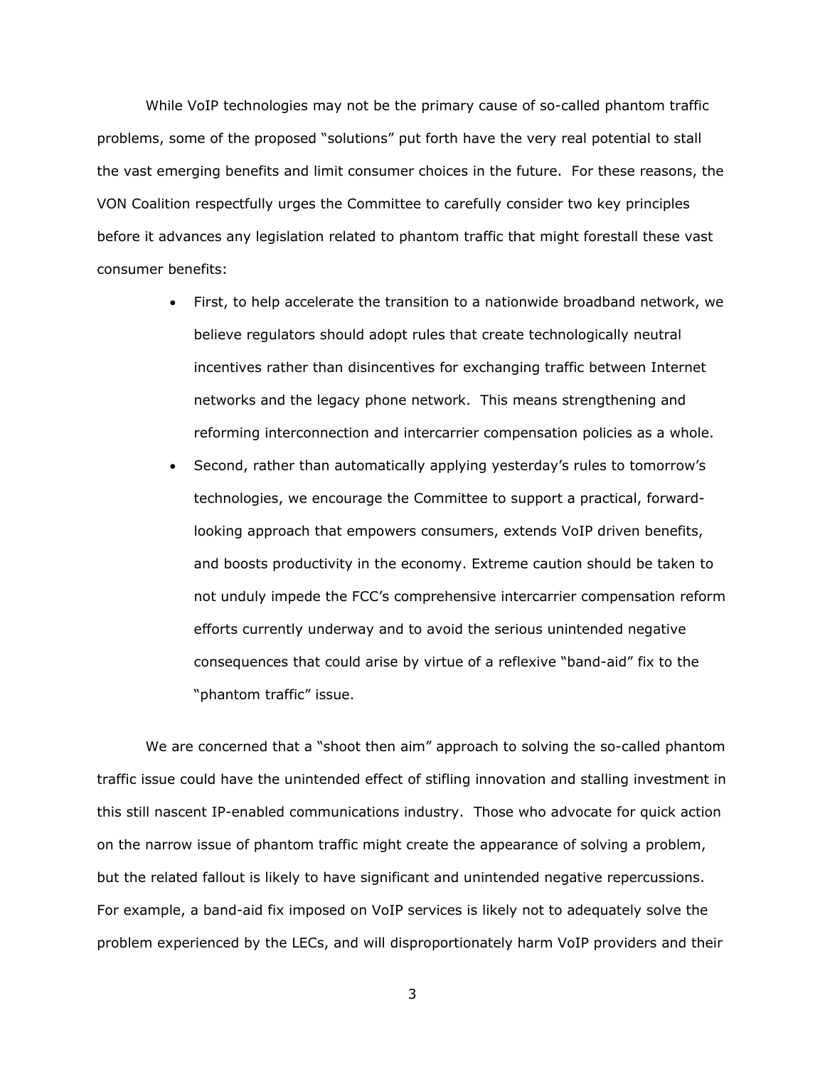While VoIP technologies may not be the primary cause of so-called phantom traffic problems, some of the proposed "solutions" put forth have the very real potential to stall the vast emerging benefits and limit consumer choices in the future. For these reasons, the VON Coalition respectfully urges the Committee to carefully consider two key principles before it advances any legislation related to phantom traffic that might forestall these vast consumer benefits:

- First, to help accelerate the transition to a nationwide broadband network, we believe regulators should adopt rules that create technologically neutral incentives rather than disincentives for exchanging traffic between Internet networks and the legacy phone network. This means strengthening and reforming interconnection and intercarrier compensation policies as a whole.
- Second, rather than automatically applying yesterday's rules to tomorrow's technologies, we encourage the Committee to support a practical, forward-looking approach that empowers consumers, extends VoIP driven benefits, and boosts productivity in the economy. Extreme caution should be taken to not unduly impede the FCC's comprehensive intercarrier compensation reform efforts currently underway and to avoid the serious unintended negative consequences that could arise by virtue of a reflexive "band-aid" fix to the "phantom traffic" issue.

We are concerned that a "shoot then aim" approach to solving the so-called phantom traffic issue could have the unintended effect of stifling innovation and stalling investment in this still nascent IP-enabled communications industry. Those who advocate for quick action on the narrow issue of phantom traffic might create the appearance of solving a problem, but the related fallout is likely to have significant and unintended negative repercussions. For example, a band-aid fix imposed on VoIP services is likely not to adequately solve the problem experienced by the LECs, and will disproportionately harm VoIP providers and their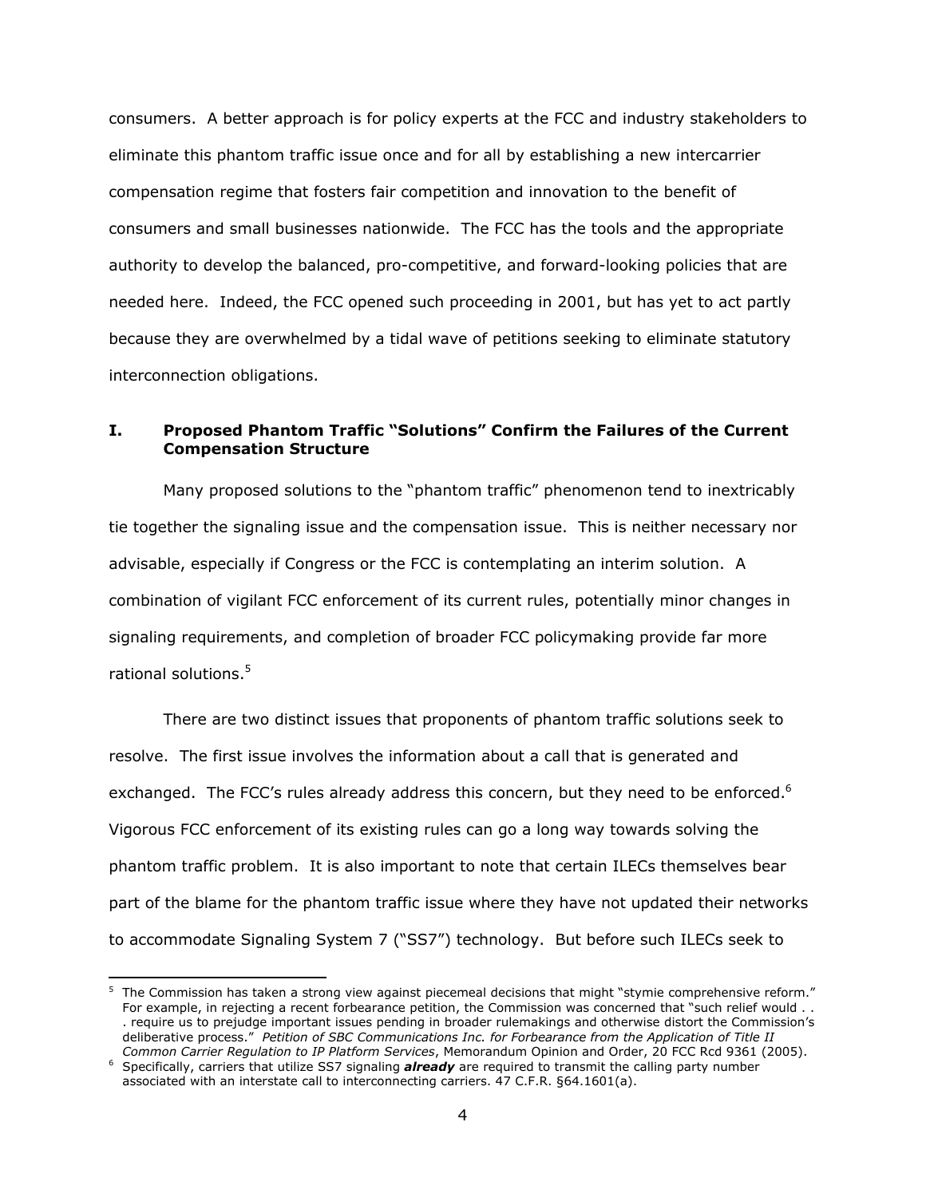consumers. A better approach is for policy experts at the FCC and industry stakeholders to eliminate this phantom traffic issue once and for all by establishing a new intercarrier compensation regime that fosters fair competition and innovation to the benefit of consumers and small businesses nationwide. The FCC has the tools and the appropriate authority to develop the balanced, pro-competitive, and forward-looking policies that are needed here. Indeed, the FCC opened such proceeding in 2001, but has yet to act partly because they are overwhelmed by a tidal wave of petitions seeking to eliminate statutory interconnection obligations.

## I. Proposed Phantom Traffic "Solutions" Confirm the Failures of the Current Compensation Structure

Many proposed solutions to the "phantom traffic" phenomenon tend to inextricably tie together the signaling issue and the compensation issue. This is neither necessary nor advisable, especially if Congress or the FCC is contemplating an interim solution. A combination of vigilant FCC enforcement of its current rules, potentially minor changes in signaling requirements, and completion of broader FCC policymaking provide far more rational solutions.[5]

There are two distinct issues that proponents of phantom traffic solutions seek to resolve. The first issue involves the information about a call that is generated and exchanged. The FCC's rules already address this concern, but they need to be enforced.[6] Vigorous FCC enforcement of its existing rules can go a long way towards solving the phantom traffic problem. It is also important to note that certain ILECs themselves bear part of the blame for the phantom traffic issue where they have not updated their networks to accommodate Signaling System 7 ("SS7") technology. But before such ILECs seek to

---

[5] The Commission has taken a strong view against piecemeal decisions that might "stymie comprehensive reform." For example, in rejecting a recent forbearance petition, the Commission was concerned that "such relief would . . . require us to prejudge important issues pending in broader rulemakings and otherwise distort the Commission's deliberative process." *Petition of SBC Communications Inc. for Forbearance from the Application of Title II Common Carrier Regulation to IP Platform Services*, Memorandum Opinion and Order, 20 FCC Rcd 9361 (2005).

[6] Specifically, carriers that utilize SS7 signaling ***already*** are required to transmit the calling party number associated with an interstate call to interconnecting carriers. 47 C.F.R. §64.1601(a).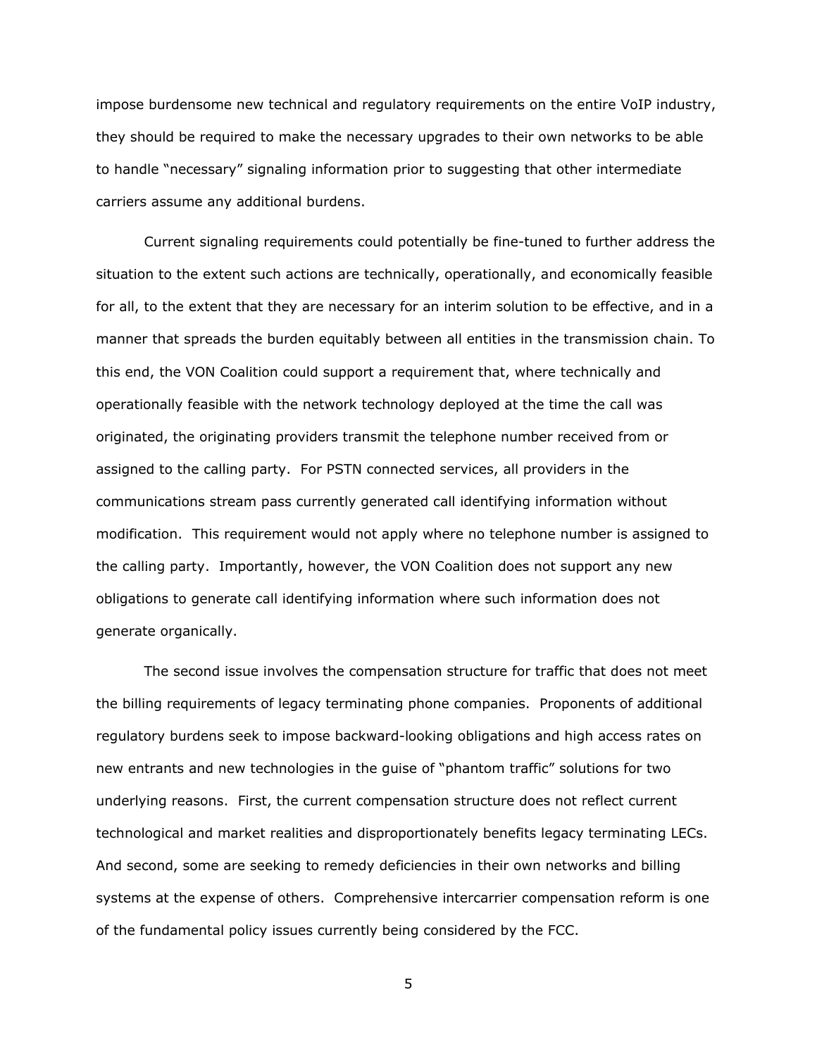impose burdensome new technical and regulatory requirements on the entire VoIP industry, they should be required to make the necessary upgrades to their own networks to be able to handle "necessary" signaling information prior to suggesting that other intermediate carriers assume any additional burdens.

Current signaling requirements could potentially be fine-tuned to further address the situation to the extent such actions are technically, operationally, and economically feasible for all, to the extent that they are necessary for an interim solution to be effective, and in a manner that spreads the burden equitably between all entities in the transmission chain. To this end, the VON Coalition could support a requirement that, where technically and operationally feasible with the network technology deployed at the time the call was originated, the originating providers transmit the telephone number received from or assigned to the calling party. For PSTN connected services, all providers in the communications stream pass currently generated call identifying information without modification. This requirement would not apply where no telephone number is assigned to the calling party. Importantly, however, the VON Coalition does not support any new obligations to generate call identifying information where such information does not generate organically.

The second issue involves the compensation structure for traffic that does not meet the billing requirements of legacy terminating phone companies. Proponents of additional regulatory burdens seek to impose backward-looking obligations and high access rates on new entrants and new technologies in the guise of "phantom traffic" solutions for two underlying reasons. First, the current compensation structure does not reflect current technological and market realities and disproportionately benefits legacy terminating LECs. And second, some are seeking to remedy deficiencies in their own networks and billing systems at the expense of others. Comprehensive intercarrier compensation reform is one of the fundamental policy issues currently being considered by the FCC.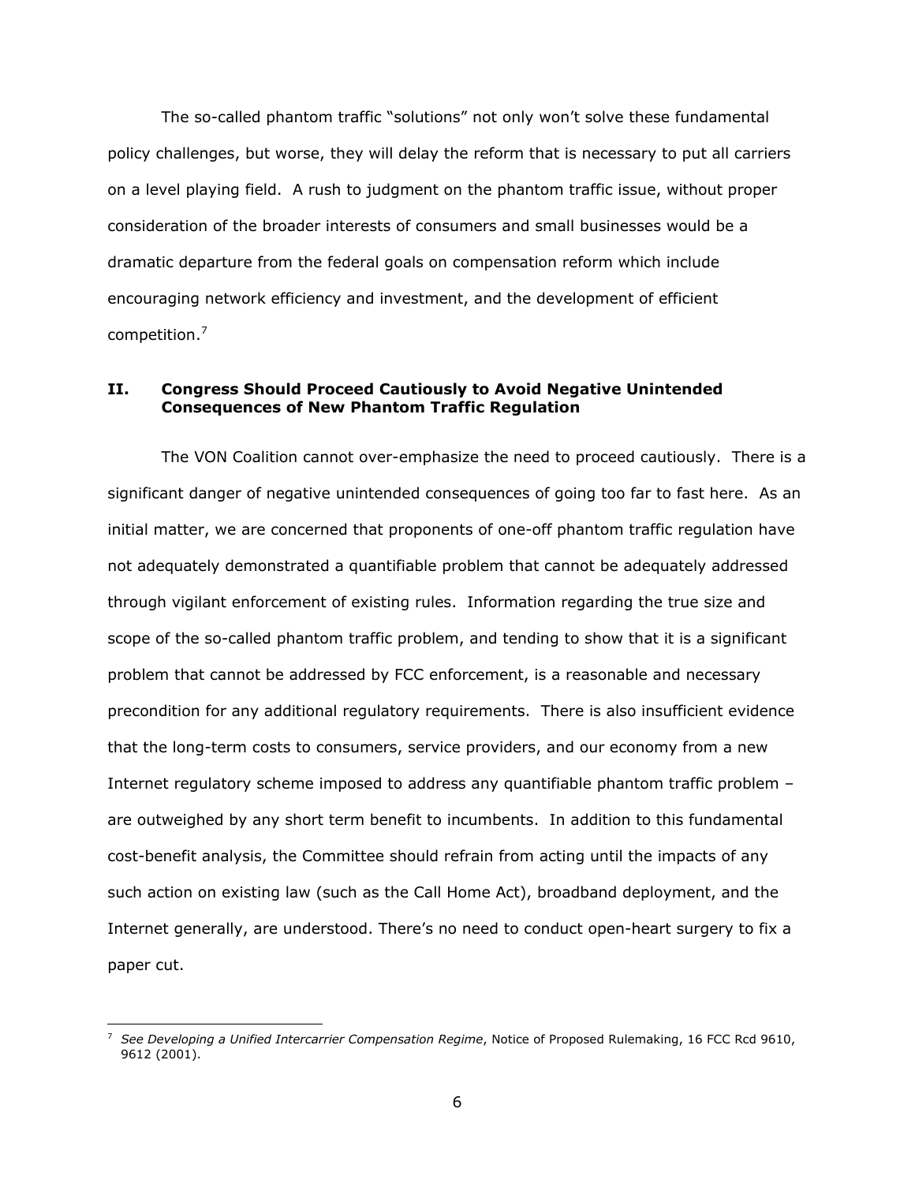The so-called phantom traffic "solutions" not only won't solve these fundamental policy challenges, but worse, they will delay the reform that is necessary to put all carriers on a level playing field. A rush to judgment on the phantom traffic issue, without proper consideration of the broader interests of consumers and small businesses would be a dramatic departure from the federal goals on compensation reform which include encouraging network efficiency and investment, and the development of efficient competition.[7]

## II. Congress Should Proceed Cautiously to Avoid Negative Unintended Consequences of New Phantom Traffic Regulation

The VON Coalition cannot over-emphasize the need to proceed cautiously. There is a significant danger of negative unintended consequences of going too far to fast here. As an initial matter, we are concerned that proponents of one-off phantom traffic regulation have not adequately demonstrated a quantifiable problem that cannot be adequately addressed through vigilant enforcement of existing rules. Information regarding the true size and scope of the so-called phantom traffic problem, and tending to show that it is a significant problem that cannot be addressed by FCC enforcement, is a reasonable and necessary precondition for any additional regulatory requirements. There is also insufficient evidence that the long-term costs to consumers, service providers, and our economy from a new Internet regulatory scheme imposed to address any quantifiable phantom traffic problem – are outweighed by any short term benefit to incumbents. In addition to this fundamental cost-benefit analysis, the Committee should refrain from acting until the impacts of any such action on existing law (such as the Call Home Act), broadband deployment, and the Internet generally, are understood. There's no need to conduct open-heart surgery to fix a paper cut.

---

[7] *See Developing a Unified Intercarrier Compensation Regime*, Notice of Proposed Rulemaking, 16 FCC Rcd 9610, 9612 (2001).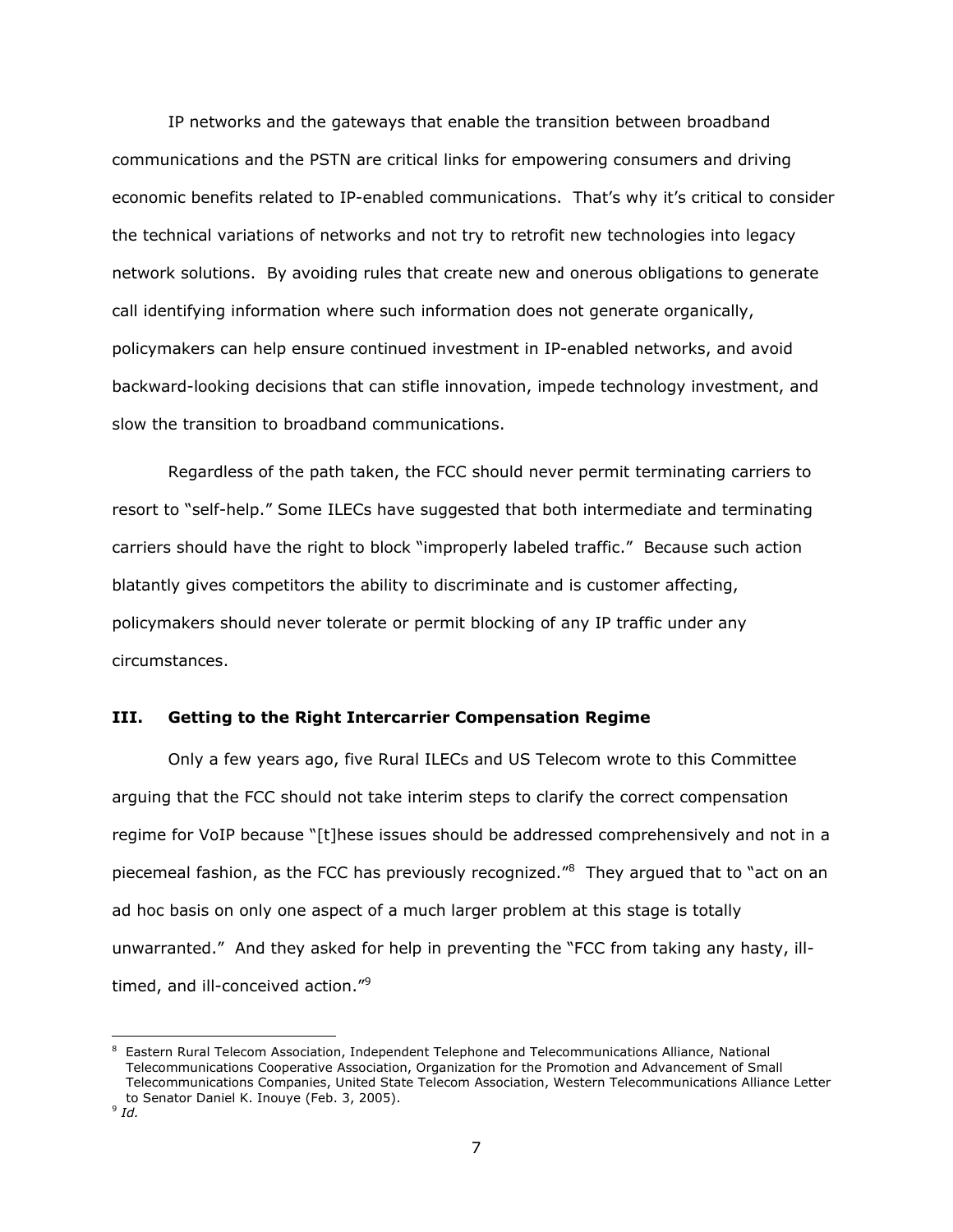IP networks and the gateways that enable the transition between broadband communications and the PSTN are critical links for empowering consumers and driving economic benefits related to IP-enabled communications. That's why it's critical to consider the technical variations of networks and not try to retrofit new technologies into legacy network solutions. By avoiding rules that create new and onerous obligations to generate call identifying information where such information does not generate organically, policymakers can help ensure continued investment in IP-enabled networks, and avoid backward-looking decisions that can stifle innovation, impede technology investment, and slow the transition to broadband communications.

Regardless of the path taken, the FCC should never permit terminating carriers to resort to "self-help." Some ILECs have suggested that both intermediate and terminating carriers should have the right to block "improperly labeled traffic." Because such action blatantly gives competitors the ability to discriminate and is customer affecting, policymakers should never tolerate or permit blocking of any IP traffic under any circumstances.

### III. Getting to the Right Intercarrier Compensation Regime

Only a few years ago, five Rural ILECs and US Telecom wrote to this Committee arguing that the FCC should not take interim steps to clarify the correct compensation regime for VoIP because "[t]hese issues should be addressed comprehensively and not in a piecemeal fashion, as the FCC has previously recognized."[8] They argued that to "act on an ad hoc basis on only one aspect of a much larger problem at this stage is totally unwarranted." And they asked for help in preventing the "FCC from taking any hasty, ill-timed, and ill-conceived action."[9]

---

[8] Eastern Rural Telecom Association, Independent Telephone and Telecommunications Alliance, National Telecommunications Cooperative Association, Organization for the Promotion and Advancement of Small Telecommunications Companies, United State Telecom Association, Western Telecommunications Alliance Letter to Senator Daniel K. Inouye (Feb. 3, 2005).

[9] *Id.*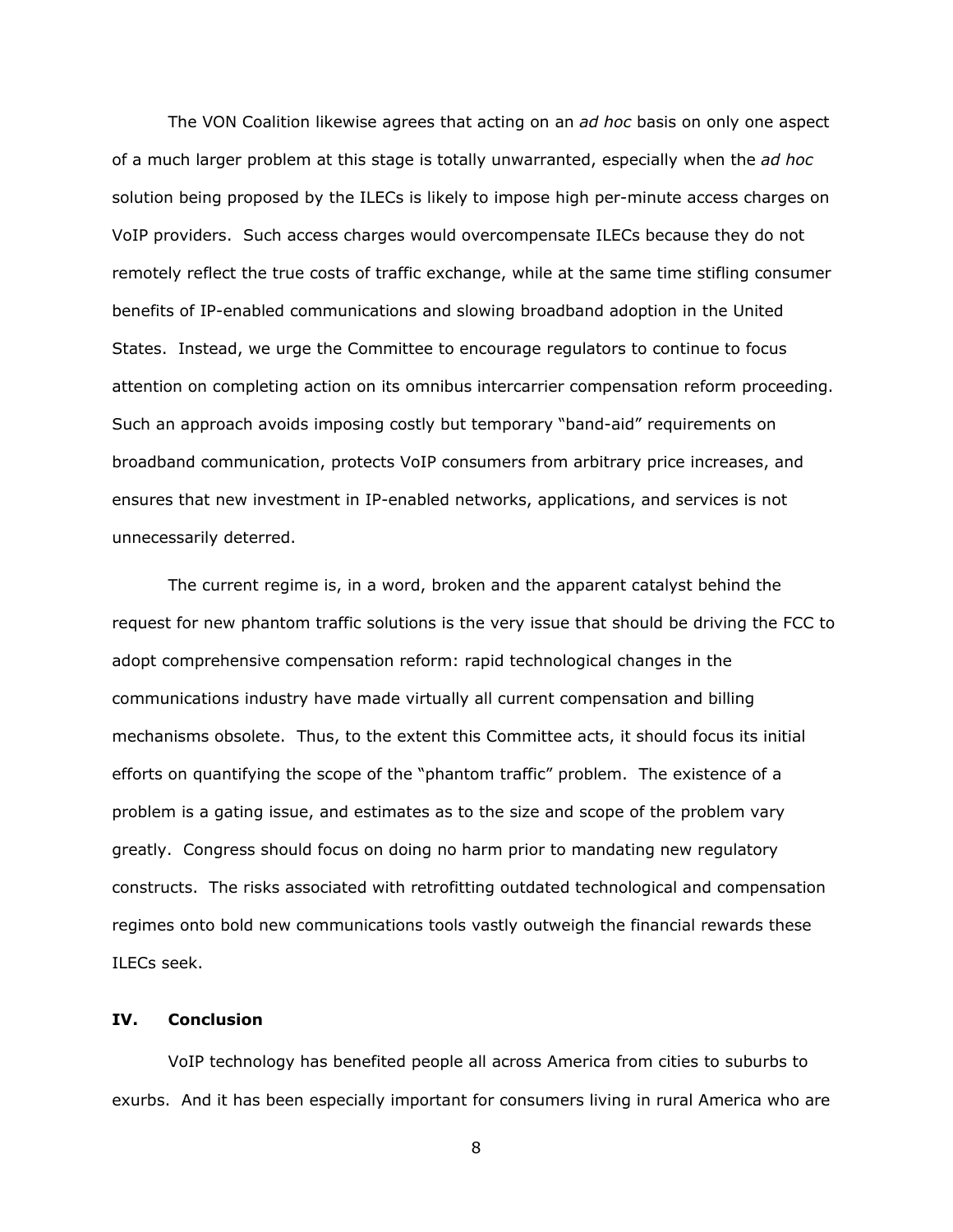The VON Coalition likewise agrees that acting on an *ad hoc* basis on only one aspect of a much larger problem at this stage is totally unwarranted, especially when the *ad hoc* solution being proposed by the ILECs is likely to impose high per-minute access charges on VoIP providers. Such access charges would overcompensate ILECs because they do not remotely reflect the true costs of traffic exchange, while at the same time stifling consumer benefits of IP-enabled communications and slowing broadband adoption in the United States. Instead, we urge the Committee to encourage regulators to continue to focus attention on completing action on its omnibus intercarrier compensation reform proceeding. Such an approach avoids imposing costly but temporary "band-aid" requirements on broadband communication, protects VoIP consumers from arbitrary price increases, and ensures that new investment in IP-enabled networks, applications, and services is not unnecessarily deterred.

The current regime is, in a word, broken and the apparent catalyst behind the request for new phantom traffic solutions is the very issue that should be driving the FCC to adopt comprehensive compensation reform: rapid technological changes in the communications industry have made virtually all current compensation and billing mechanisms obsolete. Thus, to the extent this Committee acts, it should focus its initial efforts on quantifying the scope of the "phantom traffic" problem. The existence of a problem is a gating issue, and estimates as to the size and scope of the problem vary greatly. Congress should focus on doing no harm prior to mandating new regulatory constructs. The risks associated with retrofitting outdated technological and compensation regimes onto bold new communications tools vastly outweigh the financial rewards these ILECs seek.

## IV. Conclusion

VoIP technology has benefited people all across America from cities to suburbs to exurbs. And it has been especially important for consumers living in rural America who are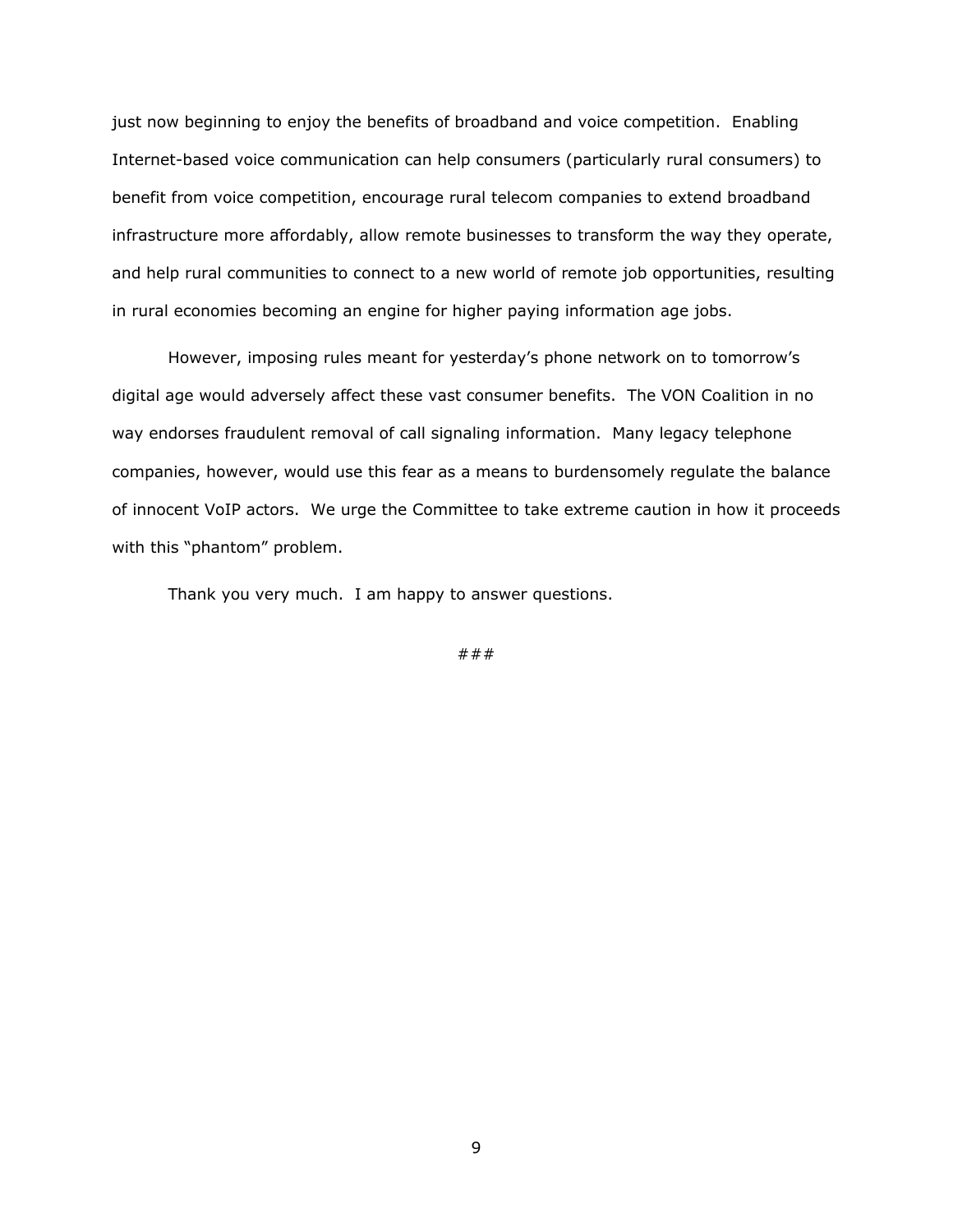just now beginning to enjoy the benefits of broadband and voice competition. Enabling Internet-based voice communication can help consumers (particularly rural consumers) to benefit from voice competition, encourage rural telecom companies to extend broadband infrastructure more affordably, allow remote businesses to transform the way they operate, and help rural communities to connect to a new world of remote job opportunities, resulting in rural economies becoming an engine for higher paying information age jobs.

However, imposing rules meant for yesterday's phone network on to tomorrow's digital age would adversely affect these vast consumer benefits. The VON Coalition in no way endorses fraudulent removal of call signaling information. Many legacy telephone companies, however, would use this fear as a means to burdensomely regulate the balance of innocent VoIP actors. We urge the Committee to take extreme caution in how it proceeds with this "phantom" problem.

Thank you very much. I am happy to answer questions.

###